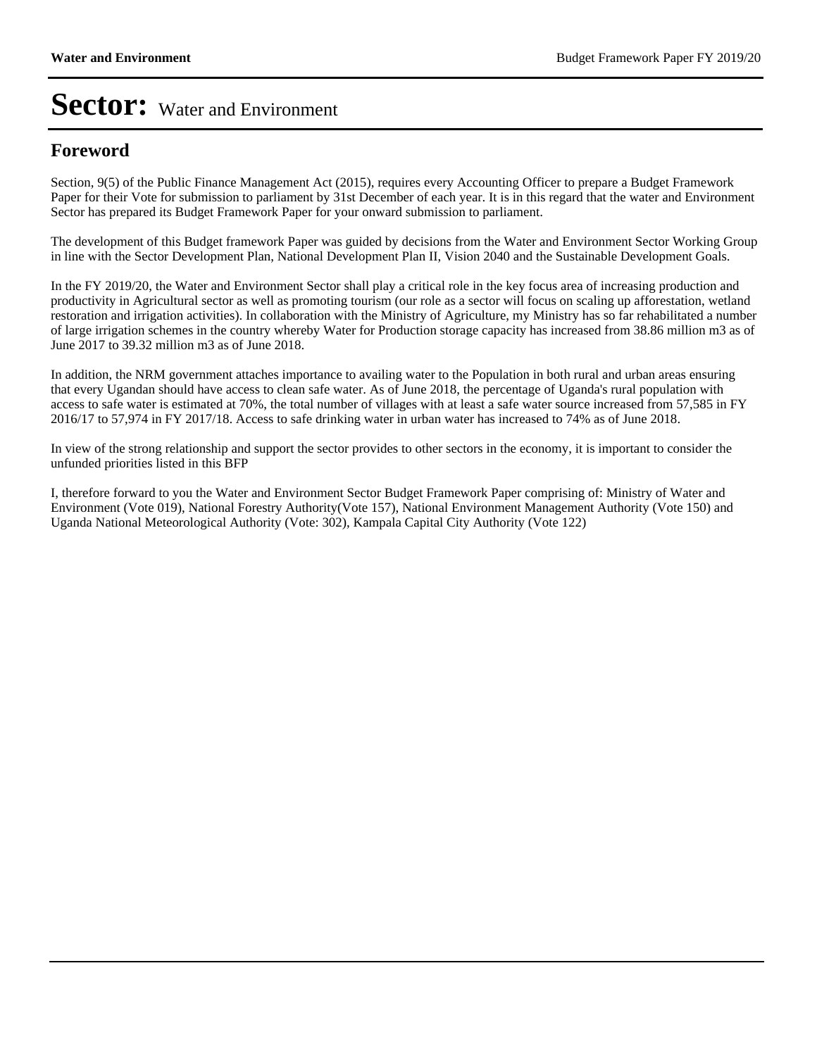# Sector: Water and Environment

## Foreword

Section, 9(5) of the Public Finance Management Act (2015), requires every Accounting Officer to prepare a Budget Framework Paper for their Vote for submission to parliament by 31st December of each year. It is in this regard that the water and Environment Sector has prepared its Budget Framework Paper for your onward submission to parliament.

The development of this Budget framework Paper was guided by decisions from the Water and Environment Sector Working Group in line with the Sector Development Plan, National Development Plan II, Vision 2040 and the Sustainable Development Goals.

In the FY 2019/20, the Water and Environment Sector shall play a critical role in the key focus area of increasing production and productivity in Agricultural sector as well as promoting tourism (our role as a sector will focus on scaling up afforestation, wetland restoration and irrigation activities). In collaboration with the Ministry of Agriculture, my Ministry has so far rehabilitated a number of large irrigation schemes in the country whereby Water for Production storage capacity has increased from 38.86 million m3 as of June 2017 to 39.32 million m3 as of June 2018.

In addition, the NRM government attaches importance to availing water to the Population in both rural and urban areas ensuring that every Ugandan should have access to clean safe water. As of June 2018, the percentage of Uganda's rural population with access to safe water is estimated at 70%, the total number of villages with at least a safe water source increased from 57,585 in FY 2016/17 to 57,974 in FY 2017/18. Access to safe drinking water in urban water has increased to 74% as of June 2018.

In view of the strong relationship and support the sector provides to other sectors in the economy, it is important to consider the unfunded priorities listed in this BFP

I, therefore forward to you the Water and Environment Sector Budget Framework Paper comprising of: Ministry of Water and Environment (Vote 019), National Forestry Authority(Vote 157), National Environment Management Authority (Vote 150) and Uganda National Meteorological Authority (Vote: 302), Kampala Capital City Authority (Vote 122)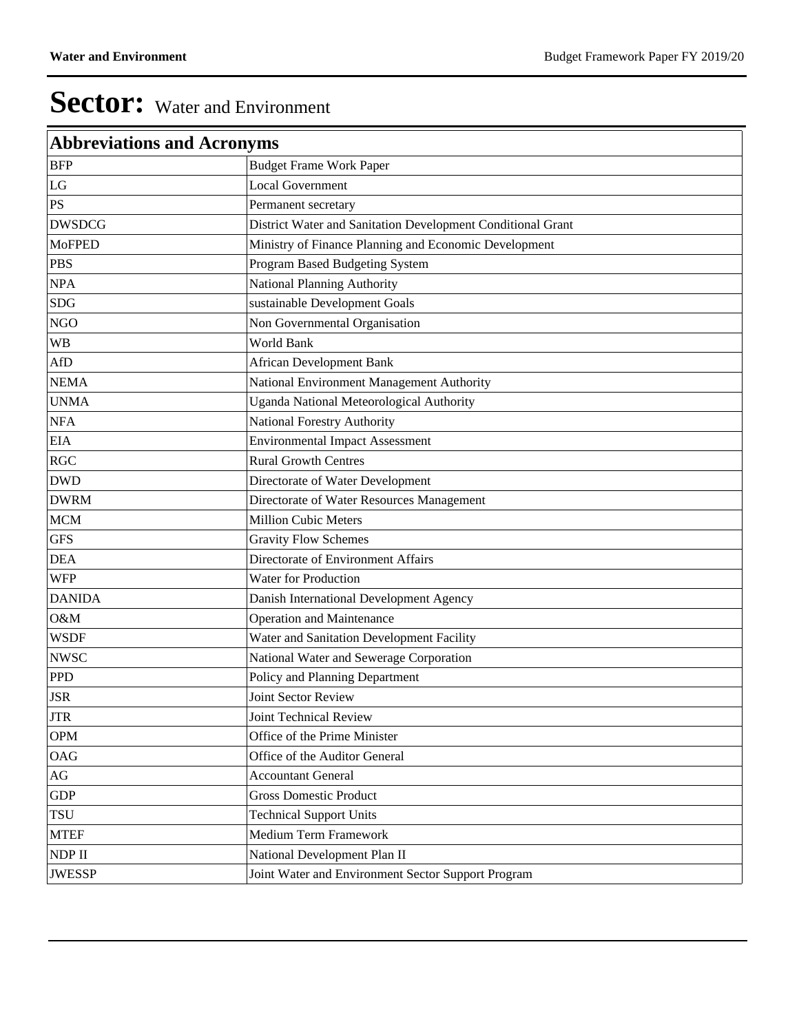# Sector: Water and Environment

| Abbreviations and Acronyms | |
|---|---|
| BFP | Budget Frame Work Paper |
| LG | Local Government |
| PS | Permanent secretary |
| DWSDCG | District Water and Sanitation Development Conditional Grant |
| MoFPED | Ministry of Finance Planning and Economic Development |
| PBS | Program Based Budgeting System |
| NPA | National Planning Authority |
| SDG | sustainable Development Goals |
| NGO | Non Governmental Organisation |
| WB | World Bank |
| AfD | African Development Bank |
| NEMA | National Environment Management Authority |
| UNMA | Uganda National Meteorological Authority |
| NFA | National Forestry Authority |
| EIA | Environmental Impact Assessment |
| RGC | Rural Growth Centres |
| DWD | Directorate of Water Development |
| DWRM | Directorate of Water Resources Management |
| MCM | Million Cubic Meters |
| GFS | Gravity Flow Schemes |
| DEA | Directorate of Environment Affairs |
| WFP | Water for Production |
| DANIDA | Danish International Development Agency |
| O&M | Operation and Maintenance |
| WSDF | Water and Sanitation Development Facility |
| NWSC | National Water and Sewerage Corporation |
| PPD | Policy and Planning Department |
| JSR | Joint Sector Review |
| JTR | Joint Technical Review |
| OPM | Office of the Prime Minister |
| OAG | Office of the Auditor General |
| AG | Accountant General |
| GDP | Gross Domestic Product |
| TSU | Technical Support Units |
| MTEF | Medium Term Framework |
| NDP II | National Development Plan II |
| JWESSP | Joint Water and Environment Sector Support Program |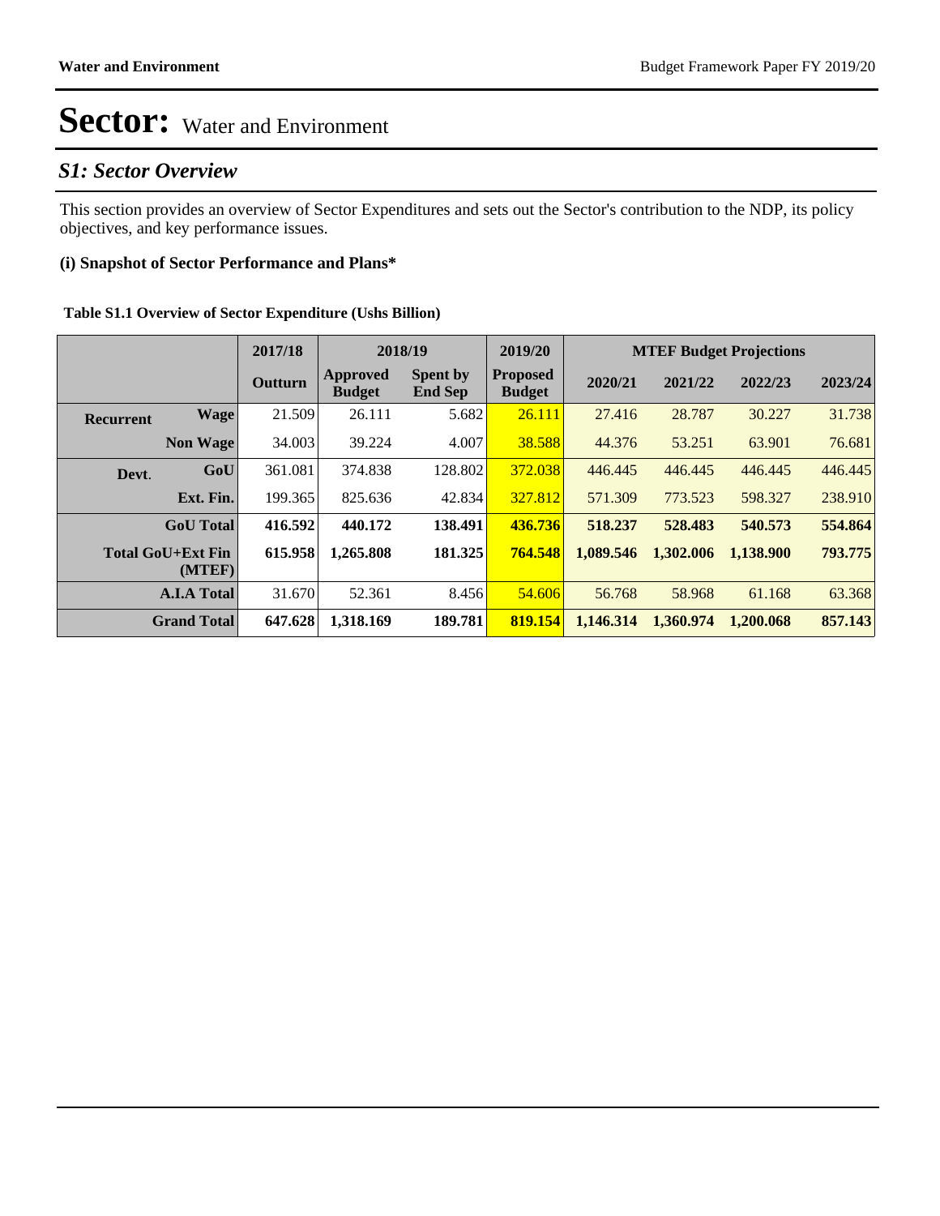# Sector: Water and Environment

## S1: Sector Overview

This section provides an overview of Sector Expenditures and sets out the Sector's contribution to the NDP, its policy objectives, and key performance issues.

### (i) Snapshot of Sector Performance and Plans*

**Table S1.1 Overview of Sector Expenditure (Ushs Billion)**

| | | 2017/18 | 2018/19 | | 2019/20 | MTEF Budget Projections | | | |
|---|---|---|---|---|---|---|---|---|---|
| | | **Outturn** | **Approved Budget** | **Spent by End Sep** | **Proposed Budget** | **2020/21** | **2021/22** | **2022/23** | **2023/24** |
| **Recurrent** | **Wage** | 21.509 | 26.111 | 5.682 | 26.111 | 27.416 | 28.787 | 30.227 | 31.738 |
| | **Non Wage** | 34.003 | 39.224 | 4.007 | 38.588 | 44.376 | 53.251 | 63.901 | 76.681 |
| **Devt.** | **GoU** | 361.081 | 374.838 | 128.802 | 372.038 | 446.445 | 446.445 | 446.445 | 446.445 |
| | **Ext. Fin.** | 199.365 | 825.636 | 42.834 | 327.812 | 571.309 | 773.523 | 598.327 | 238.910 |
| **GoU Total** | | **416.592** | **440.172** | **138.491** | **436.736** | **518.237** | **528.483** | **540.573** | **554.864** |
| **Total GoU+Ext Fin (MTEF)** | | **615.958** | **1,265.808** | **181.325** | **764.548** | **1,089.546** | **1,302.006** | **1,138.900** | **793.775** |
| **A.I.A Total** | | 31.670 | 52.361 | 8.456 | 54.606 | 56.768 | 58.968 | 61.168 | 63.368 |
| **Grand Total** | | **647.628** | **1,318.169** | **189.781** | **819.154** | **1,146.314** | **1,360.974** | **1,200.068** | **857.143** |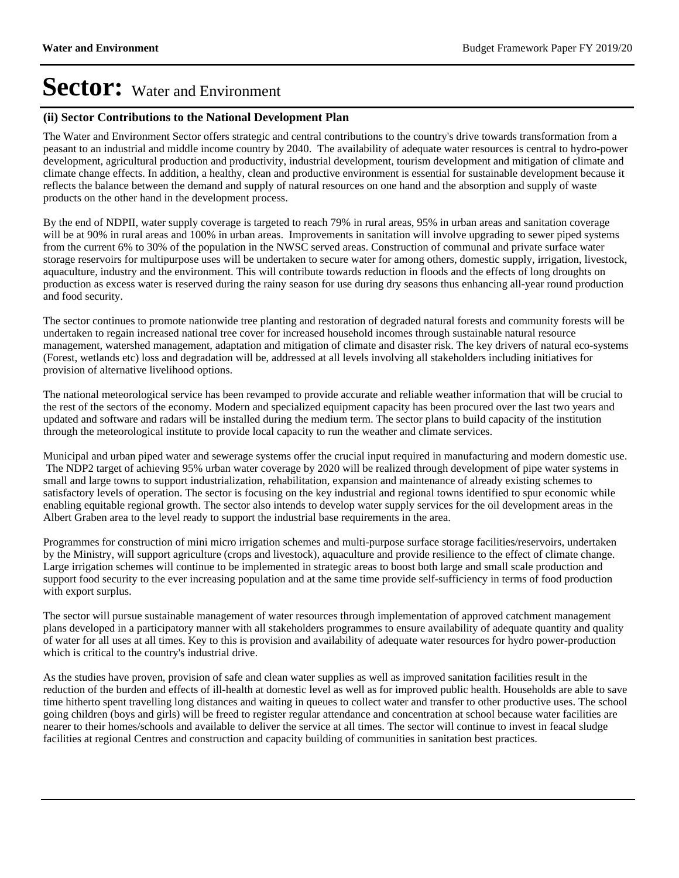# Sector: Water and Environment

### (ii) Sector Contributions to the National Development Plan

The Water and Environment Sector offers strategic and central contributions to the country's drive towards transformation from a peasant to an industrial and middle income country by 2040. The availability of adequate water resources is central to hydro-power development, agricultural production and productivity, industrial development, tourism development and mitigation of climate and climate change effects. In addition, a healthy, clean and productive environment is essential for sustainable development because it reflects the balance between the demand and supply of natural resources on one hand and the absorption and supply of waste products on the other hand in the development process.

By the end of NDPII, water supply coverage is targeted to reach 79% in rural areas, 95% in urban areas and sanitation coverage will be at 90% in rural areas and 100% in urban areas. Improvements in sanitation will involve upgrading to sewer piped systems from the current 6% to 30% of the population in the NWSC served areas. Construction of communal and private surface water storage reservoirs for multipurpose uses will be undertaken to secure water for among others, domestic supply, irrigation, livestock, aquaculture, industry and the environment. This will contribute towards reduction in floods and the effects of long droughts on production as excess water is reserved during the rainy season for use during dry seasons thus enhancing all-year round production and food security.

The sector continues to promote nationwide tree planting and restoration of degraded natural forests and community forests will be undertaken to regain increased national tree cover for increased household incomes through sustainable natural resource management, watershed management, adaptation and mitigation of climate and disaster risk. The key drivers of natural eco-systems (Forest, wetlands etc) loss and degradation will be, addressed at all levels involving all stakeholders including initiatives for provision of alternative livelihood options.

The national meteorological service has been revamped to provide accurate and reliable weather information that will be crucial to the rest of the sectors of the economy. Modern and specialized equipment capacity has been procured over the last two years and updated and software and radars will be installed during the medium term. The sector plans to build capacity of the institution through the meteorological institute to provide local capacity to run the weather and climate services.

Municipal and urban piped water and sewerage systems offer the crucial input required in manufacturing and modern domestic use. The NDP2 target of achieving 95% urban water coverage by 2020 will be realized through development of pipe water systems in small and large towns to support industrialization, rehabilitation, expansion and maintenance of already existing schemes to satisfactory levels of operation. The sector is focusing on the key industrial and regional towns identified to spur economic while enabling equitable regional growth. The sector also intends to develop water supply services for the oil development areas in the Albert Graben area to the level ready to support the industrial base requirements in the area.

Programmes for construction of mini micro irrigation schemes and multi-purpose surface storage facilities/reservoirs, undertaken by the Ministry, will support agriculture (crops and livestock), aquaculture and provide resilience to the effect of climate change. Large irrigation schemes will continue to be implemented in strategic areas to boost both large and small scale production and support food security to the ever increasing population and at the same time provide self-sufficiency in terms of food production with export surplus.

The sector will pursue sustainable management of water resources through implementation of approved catchment management plans developed in a participatory manner with all stakeholders programmes to ensure availability of adequate quantity and quality of water for all uses at all times. Key to this is provision and availability of adequate water resources for hydro power-production which is critical to the country's industrial drive.

As the studies have proven, provision of safe and clean water supplies as well as improved sanitation facilities result in the reduction of the burden and effects of ill-health at domestic level as well as for improved public health. Households are able to save time hitherto spent travelling long distances and waiting in queues to collect water and transfer to other productive uses. The school going children (boys and girls) will be freed to register regular attendance and concentration at school because water facilities are nearer to their homes/schools and available to deliver the service at all times. The sector will continue to invest in feacal sludge facilities at regional Centres and construction and capacity building of communities in sanitation best practices.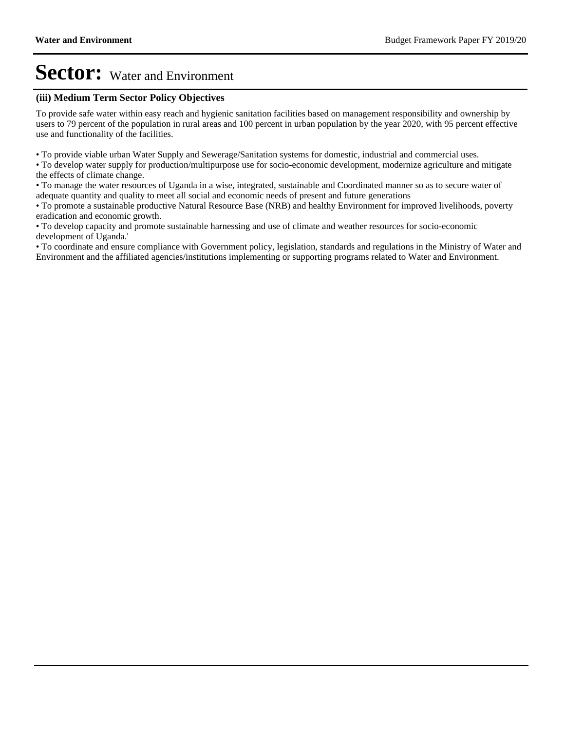# Sector: Water and Environment

### (iii) Medium Term Sector Policy Objectives

To provide safe water within easy reach and hygienic sanitation facilities based on management responsibility and ownership by users to 79 percent of the population in rural areas and 100 percent in urban population by the year 2020, with 95 percent effective use and functionality of the facilities.

• To provide viable urban Water Supply and Sewerage/Sanitation systems for domestic, industrial and commercial uses.
• To develop water supply for production/multipurpose use for socio-economic development, modernize agriculture and mitigate the effects of climate change.
• To manage the water resources of Uganda in a wise, integrated, sustainable and Coordinated manner so as to secure water of adequate quantity and quality to meet all social and economic needs of present and future generations
• To promote a sustainable productive Natural Resource Base (NRB) and healthy Environment for improved livelihoods, poverty eradication and economic growth.
• To develop capacity and promote sustainable harnessing and use of climate and weather resources for socio-economic development of Uganda.'
• To coordinate and ensure compliance with Government policy, legislation, standards and regulations in the Ministry of Water and Environment and the affiliated agencies/institutions implementing or supporting programs related to Water and Environment.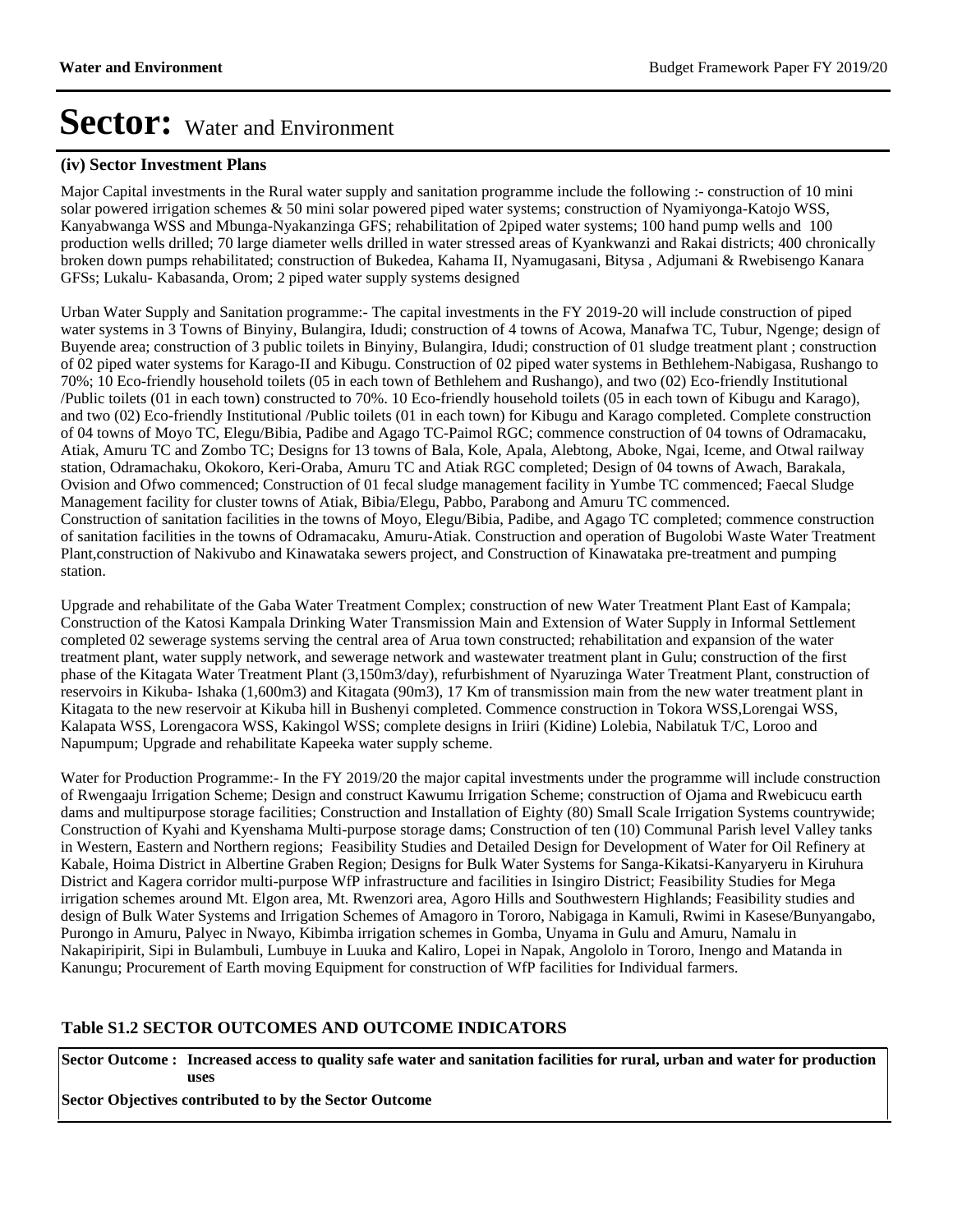# Sector: Water and Environment

### (iv) Sector Investment Plans

Major Capital investments in the Rural water supply and sanitation programme include the following :- construction of 10 mini solar powered irrigation schemes & 50 mini solar powered piped water systems; construction of Nyamiyonga-Katojo WSS, Kanyabwanga WSS and Mbunga-Nyakanzinga GFS; rehabilitation of 2piped water systems; 100 hand pump wells and 100 production wells drilled; 70 large diameter wells drilled in water stressed areas of Kyankwanzi and Rakai districts; 400 chronically broken down pumps rehabilitated; construction of Bukedea, Kahama II, Nyamugasani, Bitysa , Adjumani & Rwebisengo Kanara GFSs; Lukalu- Kabasanda, Orom; 2 piped water supply systems designed

Urban Water Supply and Sanitation programme:- The capital investments in the FY 2019-20 will include construction of piped water systems in 3 Towns of Binyiny, Bulangira, Idudi; construction of 4 towns of Acowa, Manafwa TC, Tubur, Ngenge; design of Buyende area; construction of 3 public toilets in Binyiny, Bulangira, Idudi; construction of 01 sludge treatment plant ; construction of 02 piped water systems for Karago-II and Kibugu. Construction of 02 piped water systems in Bethlehem-Nabigasa, Rushango to 70%; 10 Eco-friendly household toilets (05 in each town of Bethlehem and Rushango), and two (02) Eco-friendly Institutional /Public toilets (01 in each town) constructed to 70%. 10 Eco-friendly household toilets (05 in each town of Kibugu and Karago), and two (02) Eco-friendly Institutional /Public toilets (01 in each town) for Kibugu and Karago completed. Complete construction of 04 towns of Moyo TC, Elegu/Bibia, Padibe and Agago TC-Paimol RGC; commence construction of 04 towns of Odramacaku, Atiak, Amuru TC and Zombo TC; Designs for 13 towns of Bala, Kole, Apala, Alebtong, Aboke, Ngai, Iceme, and Otwal railway station, Odramachaku, Okokoro, Keri-Oraba, Amuru TC and Atiak RGC completed; Design of 04 towns of Awach, Barakala, Ovision and Ofwo commenced; Construction of 01 fecal sludge management facility in Yumbe TC commenced; Faecal Sludge Management facility for cluster towns of Atiak, Bibia/Elegu, Pabbo, Parabong and Amuru TC commenced.
Construction of sanitation facilities in the towns of Moyo, Elegu/Bibia, Padibe, and Agago TC completed; commence construction of sanitation facilities in the towns of Odramacaku, Amuru-Atiak. Construction and operation of Bugolobi Waste Water Treatment Plant,construction of Nakivubo and Kinawataka sewers project, and Construction of Kinawataka pre-treatment and pumping station.

Upgrade and rehabilitate of the Gaba Water Treatment Complex; construction of new Water Treatment Plant East of Kampala; Construction of the Katosi Kampala Drinking Water Transmission Main and Extension of Water Supply in Informal Settlement completed 02 sewerage systems serving the central area of Arua town constructed; rehabilitation and expansion of the water treatment plant, water supply network, and sewerage network and wastewater treatment plant in Gulu; construction of the first phase of the Kitagata Water Treatment Plant (3,150m3/day), refurbishment of Nyaruzinga Water Treatment Plant, construction of reservoirs in Kikuba- Ishaka (1,600m3) and Kitagata (90m3), 17 Km of transmission main from the new water treatment plant in Kitagata to the new reservoir at Kikuba hill in Bushenyi completed. Commence construction in Tokora WSS,Lorengai WSS, Kalapata WSS, Lorengacora WSS, Kakingol WSS; complete designs in Iriiri (Kidine) Lolebia, Nabilatuk T/C, Loroo and Napumpum; Upgrade and rehabilitate Kapeeka water supply scheme.

Water for Production Programme:- In the FY 2019/20 the major capital investments under the programme will include construction of Rwengaaju Irrigation Scheme; Design and construct Kawumu Irrigation Scheme; construction of Ojama and Rwebicucu earth dams and multipurpose storage facilities; Construction and Installation of Eighty (80) Small Scale Irrigation Systems countrywide; Construction of Kyahi and Kyenshama Multi-purpose storage dams; Construction of ten (10) Communal Parish level Valley tanks in Western, Eastern and Northern regions; Feasibility Studies and Detailed Design for Development of Water for Oil Refinery at Kabale, Hoima District in Albertine Graben Region; Designs for Bulk Water Systems for Sanga-Kikatsi-Kanyaryeru in Kiruhura District and Kagera corridor multi-purpose WfP infrastructure and facilities in Isingiro District; Feasibility Studies for Mega irrigation schemes around Mt. Elgon area, Mt. Rwenzori area, Agoro Hills and Southwestern Highlands; Feasibility studies and design of Bulk Water Systems and Irrigation Schemes of Amagoro in Tororo, Nabigaga in Kamuli, Rwimi in Kasese/Bunyangabo, Purongo in Amuru, Palyec in Nwayo, Kibimba irrigation schemes in Gomba, Unyama in Gulu and Amuru, Namalu in Nakapiripirit, Sipi in Bulambuli, Lumbuye in Luuka and Kaliro, Lopei in Napak, Angololo in Tororo, Inengo and Matanda in Kanungu; Procurement of Earth moving Equipment for construction of WfP facilities for Individual farmers.

### Table S1.2 SECTOR OUTCOMES AND OUTCOME INDICATORS

| Sector Outcome : | Increased access to quality safe water and sanitation facilities for rural, urban and water for production uses |
|---|---|
| **Sector Objectives contributed to by the Sector Outcome** | |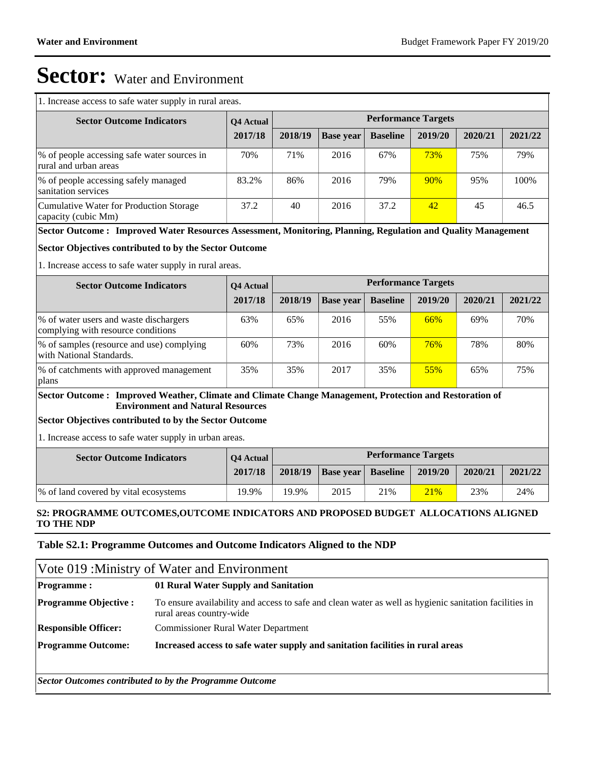# Sector: Water and Environment

1. Increase access to safe water supply in rural areas.

| Sector Outcome Indicators | Q4 Actual | Performance Targets | | | | | |
|---|---|---|---|---|---|---|---|
| | 2017/18 | 2018/19 | Base year | Baseline | 2019/20 | 2020/21 | 2021/22 |
| % of people accessing safe water sources in rural and urban areas | 70% | 71% | 2016 | 67% | 73% | 75% | 79% |
| % of people accessing safely managed sanitation services | 83.2% | 86% | 2016 | 79% | 90% | 95% | 100% |
| Cumulative Water for Production Storage capacity (cubic Mm) | 37.2 | 40 | 2016 | 37.2 | 42 | 45 | 46.5 |

**Sector Outcome : Improved Water Resources Assessment, Monitoring, Planning, Regulation and Quality Management**

**Sector Objectives contributed to by the Sector Outcome**

1. Increase access to safe water supply in rural areas.

| Sector Outcome Indicators | Q4 Actual | Performance Targets | | | | | |
|---|---|---|---|---|---|---|---|
| | 2017/18 | 2018/19 | Base year | Baseline | 2019/20 | 2020/21 | 2021/22 |
| % of water users and waste dischargers complying with resource conditions | 63% | 65% | 2016 | 55% | 66% | 69% | 70% |
| % of samples (resource and use) complying with National Standards. | 60% | 73% | 2016 | 60% | 76% | 78% | 80% |
| % of catchments with approved management plans | 35% | 35% | 2017 | 35% | 55% | 65% | 75% |

**Sector Outcome : Improved Weather, Climate and Climate Change Management, Protection and Restoration of Environment and Natural Resources**

**Sector Objectives contributed to by the Sector Outcome**

1. Increase access to safe water supply in urban areas.

| Sector Outcome Indicators | Q4 Actual | Performance Targets | | | | | |
|---|---|---|---|---|---|---|---|
| | 2017/18 | 2018/19 | Base year | Baseline | 2019/20 | 2020/21 | 2021/22 |
| % of land covered by vital ecosystems | 19.9% | 19.9% | 2015 | 21% | 21% | 23% | 24% |

## S2: PROGRAMME OUTCOMES,OUTCOME INDICATORS AND PROPOSED BUDGET ALLOCATIONS ALIGNED TO THE NDP

### Table S2.1: Programme Outcomes and Outcome Indicators Aligned to the NDP

**Vote 019 :Ministry of Water and Environment**

| | |
|---|---|
| **Programme :** | **01 Rural Water Supply and Sanitation** |
| **Programme Objective :** | To ensure availability and access to safe and clean water as well as hygienic sanitation facilities in rural areas country-wide |
| **Responsible Officer:** | Commissioner Rural Water Department |
| **Programme Outcome:** | **Increased access to safe water supply and sanitation facilities in rural areas** |

***Sector Outcomes contributed to by the Programme Outcome***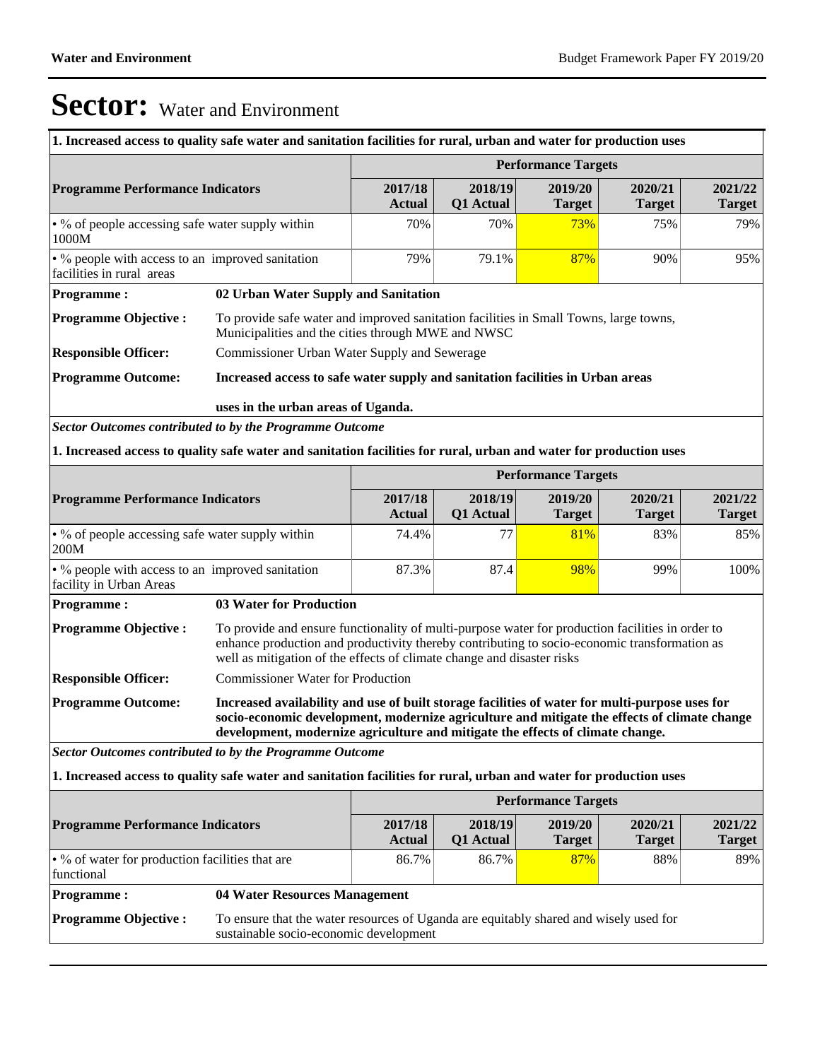# Sector: Water and Environment

**1. Increased access to quality safe water and sanitation facilities for rural, urban and water for production uses**

| Programme Performance Indicators | Performance Targets | | | | |
|---|---|---|---|---|---|
| | 2017/18 Actual | 2018/19 Q1 Actual | 2019/20 Target | 2020/21 Target | 2021/22 Target |
| • % of people accessing safe water supply within 1000M | 70% | 70% | 73% | 75% | 79% |
| • % people with access to an improved sanitation facilities in rural areas | 79% | 79.1% | 87% | 90% | 95% |

**Programme :** **02 Urban Water Supply and Sanitation**

**Programme Objective :** To provide safe water and improved sanitation facilities in Small Towns, large towns, Municipalities and the cities through MWE and NWSC

**Responsible Officer:** Commissioner Urban Water Supply and Sewerage

**Programme Outcome:** **Increased access to safe water supply and sanitation facilities in Urban areas**

**uses in the urban areas of Uganda.**

***Sector Outcomes contributed to by the Programme Outcome***

**1. Increased access to quality safe water and sanitation facilities for rural, urban and water for production uses**

| Programme Performance Indicators | Performance Targets | | | | |
|---|---|---|---|---|---|
| | 2017/18 Actual | 2018/19 Q1 Actual | 2019/20 Target | 2020/21 Target | 2021/22 Target |
| • % of people accessing safe water supply within 200M | 74.4% | 77 | 81% | 83% | 85% |
| • % people with access to an improved sanitation facility in Urban Areas | 87.3% | 87.4 | 98% | 99% | 100% |

**Programme :** **03 Water for Production**

**Programme Objective :** To provide and ensure functionality of multi-purpose water for production facilities in order to enhance production and productivity thereby contributing to socio-economic transformation as well as mitigation of the effects of climate change and disaster risks

**Responsible Officer:** Commissioner Water for Production

**Programme Outcome:** **Increased availability and use of built storage facilities of water for multi-purpose uses for socio-economic development, modernize agriculture and mitigate the effects of climate change development, modernize agriculture and mitigate the effects of climate change.**

***Sector Outcomes contributed to by the Programme Outcome***

**1. Increased access to quality safe water and sanitation facilities for rural, urban and water for production uses**

| Programme Performance Indicators | Performance Targets | | | | |
|---|---|---|---|---|---|
| | 2017/18 Actual | 2018/19 Q1 Actual | 2019/20 Target | 2020/21 Target | 2021/22 Target |
| • % of water for production facilities that are functional | 86.7% | 86.7% | 87% | 88% | 89% |

**Programme :** **04 Water Resources Management**

**Programme Objective :** To ensure that the water resources of Uganda are equitably shared and wisely used for sustainable socio-economic development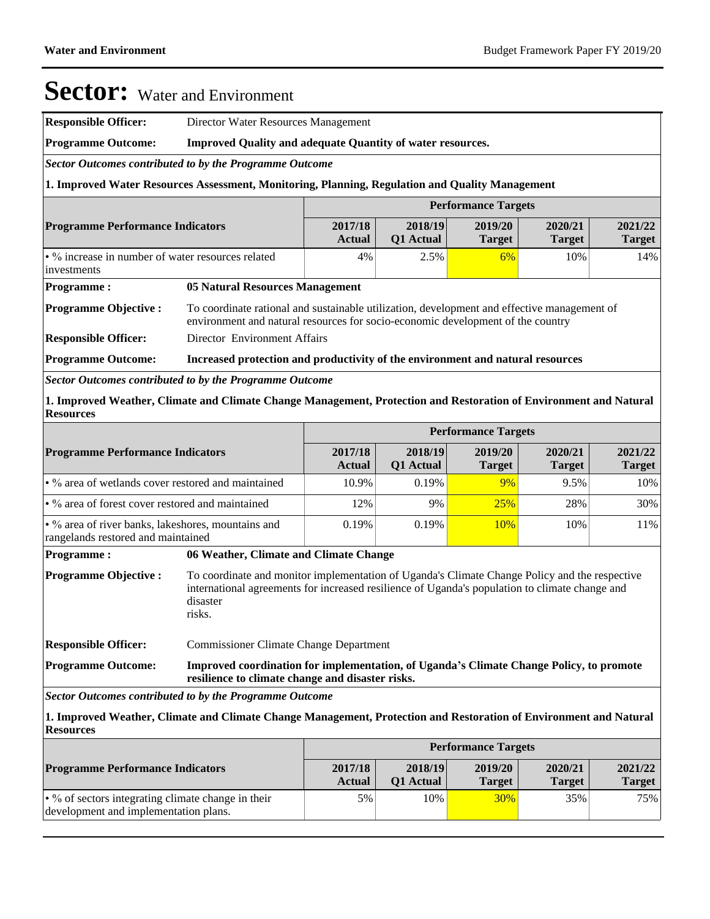# Sector: Water and Environment

| | |
|---|---|
| **Responsible Officer:** | Director Water Resources Management |
| **Programme Outcome:** | **Improved Quality and adequate Quantity of water resources.** |

***Sector Outcomes contributed to by the Programme Outcome***

**1. Improved Water Resources Assessment, Monitoring, Planning, Regulation and Quality Management**

| **Programme Performance Indicators** | **Performance Targets** | | | | |
|---|---|---|---|---|---|
| | **2017/18 Actual** | **2018/19 Q1 Actual** | **2019/20 Target** | **2020/21 Target** | **2021/22 Target** |
| • % increase in number of water resources related investments | 4% | 2.5% | 6% | 10% | 14% |

| | |
|---|---|
| **Programme :** | **05 Natural Resources Management** |
| **Programme Objective :** | To coordinate rational and sustainable utilization, development and effective management of environment and natural resources for socio-economic development of the country |
| **Responsible Officer:** | Director Environment Affairs |
| **Programme Outcome:** | **Increased protection and productivity of the environment and natural resources** |

***Sector Outcomes contributed to by the Programme Outcome***

**1. Improved Weather, Climate and Climate Change Management, Protection and Restoration of Environment and Natural Resources**

| **Programme Performance Indicators** | **Performance Targets** | | | | |
|---|---|---|---|---|---|
| | **2017/18 Actual** | **2018/19 Q1 Actual** | **2019/20 Target** | **2020/21 Target** | **2021/22 Target** |
| • % area of wetlands cover restored and maintained | 10.9% | 0.19% | 9% | 9.5% | 10% |
| • % area of forest cover restored and maintained | 12% | 9% | 25% | 28% | 30% |
| • % area of river banks, lakeshores, mountains and rangelands restored and maintained | 0.19% | 0.19% | 10% | 10% | 11% |

| | |
|---|---|
| **Programme :** | **06 Weather, Climate and Climate Change** |
| **Programme Objective :** | To coordinate and monitor implementation of Uganda's Climate Change Policy and the respective international agreements for increased resilience of Uganda's population to climate change and disaster risks. |
| **Responsible Officer:** | Commissioner Climate Change Department |
| **Programme Outcome:** | **Improved coordination for implementation, of Uganda's Climate Change Policy, to promote resilience to climate change and disaster risks.** |

***Sector Outcomes contributed to by the Programme Outcome***

**1. Improved Weather, Climate and Climate Change Management, Protection and Restoration of Environment and Natural Resources**

| **Programme Performance Indicators** | **Performance Targets** | | | | |
|---|---|---|---|---|---|
| | **2017/18 Actual** | **2018/19 Q1 Actual** | **2019/20 Target** | **2020/21 Target** | **2021/22 Target** |
| • % of sectors integrating climate change in their development and implementation plans. | 5% | 10% | 30% | 35% | 75% |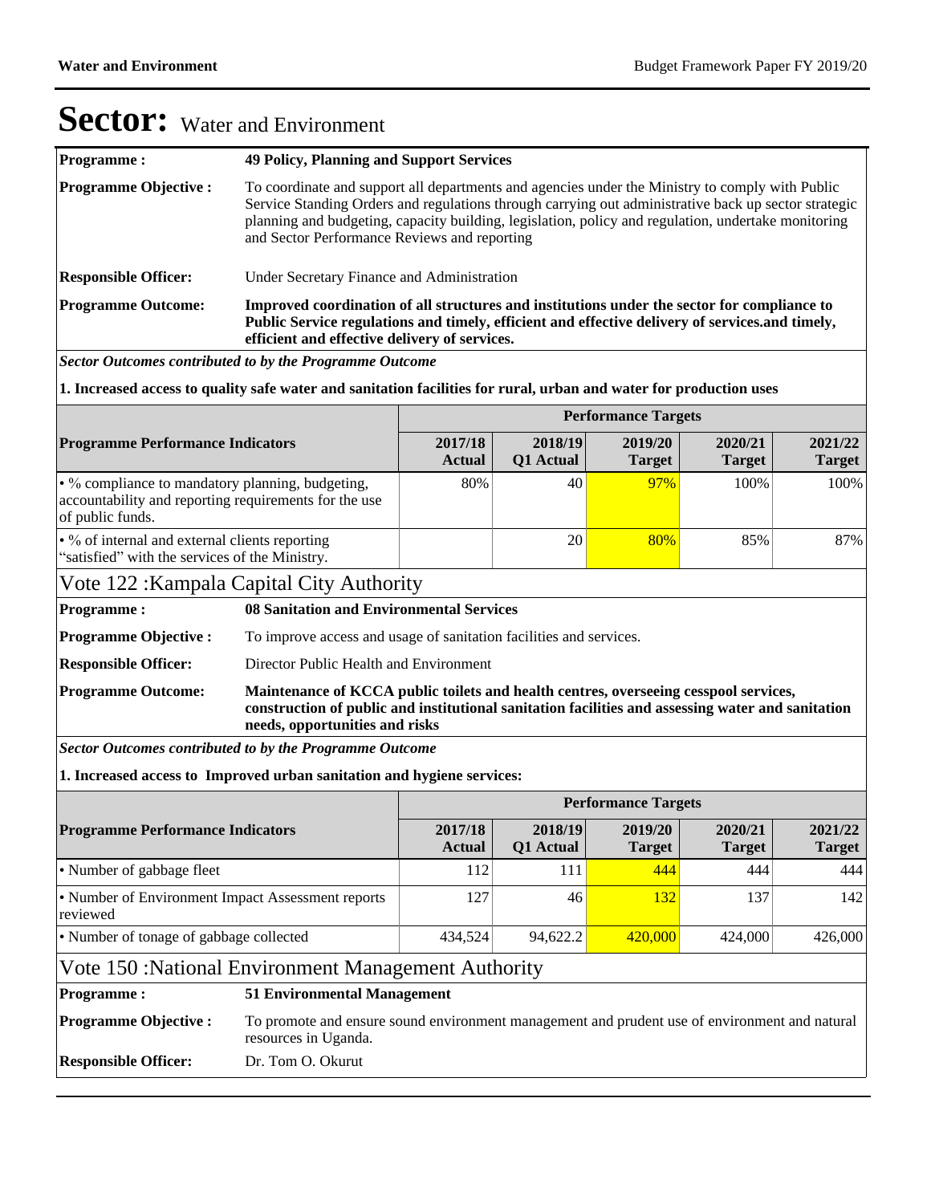# Sector: Water and Environment

| | |
|---|---|
| **Programme :** | **49 Policy, Planning and Support Services** |
| **Programme Objective :** | To coordinate and support all departments and agencies under the Ministry to comply with Public Service Standing Orders and regulations through carrying out administrative back up sector strategic planning and budgeting, capacity building, legislation, policy and regulation, undertake monitoring and Sector Performance Reviews and reporting |
| **Responsible Officer:** | Under Secretary Finance and Administration |
| **Programme Outcome:** | **Improved coordination of all structures and institutions under the sector for compliance to Public Service regulations and timely, efficient and effective delivery of services.and timely, efficient and effective delivery of services.** |

***Sector Outcomes contributed to by the Programme Outcome***

**1. Increased access to quality safe water and sanitation facilities for rural, urban and water for production uses**

| | Performance Targets | | | | |
|---|---|---|---|---|---|
| **Programme Performance Indicators** | **2017/18 Actual** | **2018/19 Q1 Actual** | **2019/20 Target** | **2020/21 Target** | **2021/22 Target** |
| • % compliance to mandatory planning, budgeting, accountability and reporting requirements for the use of public funds. | 80% | 40 | 97% | 100% | 100% |
| • % of internal and external clients reporting "satisfied" with the services of the Ministry. | | 20 | 80% | 85% | 87% |

## Vote 122 :Kampala Capital City Authority

| | |
|---|---|
| **Programme :** | **08 Sanitation and Environmental Services** |
| **Programme Objective :** | To improve access and usage of sanitation facilities and services. |
| **Responsible Officer:** | Director Public Health and Environment |
| **Programme Outcome:** | **Maintenance of KCCA public toilets and health centres, overseeing cesspool services, construction of public and institutional sanitation facilities and assessing water and sanitation needs, opportunities and risks** |

***Sector Outcomes contributed to by the Programme Outcome***

**1. Increased access to Improved urban sanitation and hygiene services:**

| | Performance Targets | | | | |
|---|---|---|---|---|---|
| **Programme Performance Indicators** | **2017/18 Actual** | **2018/19 Q1 Actual** | **2019/20 Target** | **2020/21 Target** | **2021/22 Target** |
| • Number of gabbage fleet | 112 | 111 | 444 | 444 | 444 |
| • Number of Environment Impact Assessment reports reviewed | 127 | 46 | 132 | 137 | 142 |
| • Number of tonage of gabbage collected | 434,524 | 94,622.2 | 420,000 | 424,000 | 426,000 |

## Vote 150 :National Environment Management Authority

| | |
|---|---|
| **Programme :** | **51 Environmental Management** |
| **Programme Objective :** | To promote and ensure sound environment management and prudent use of environment and natural resources in Uganda. |
| **Responsible Officer:** | Dr. Tom O. Okurut |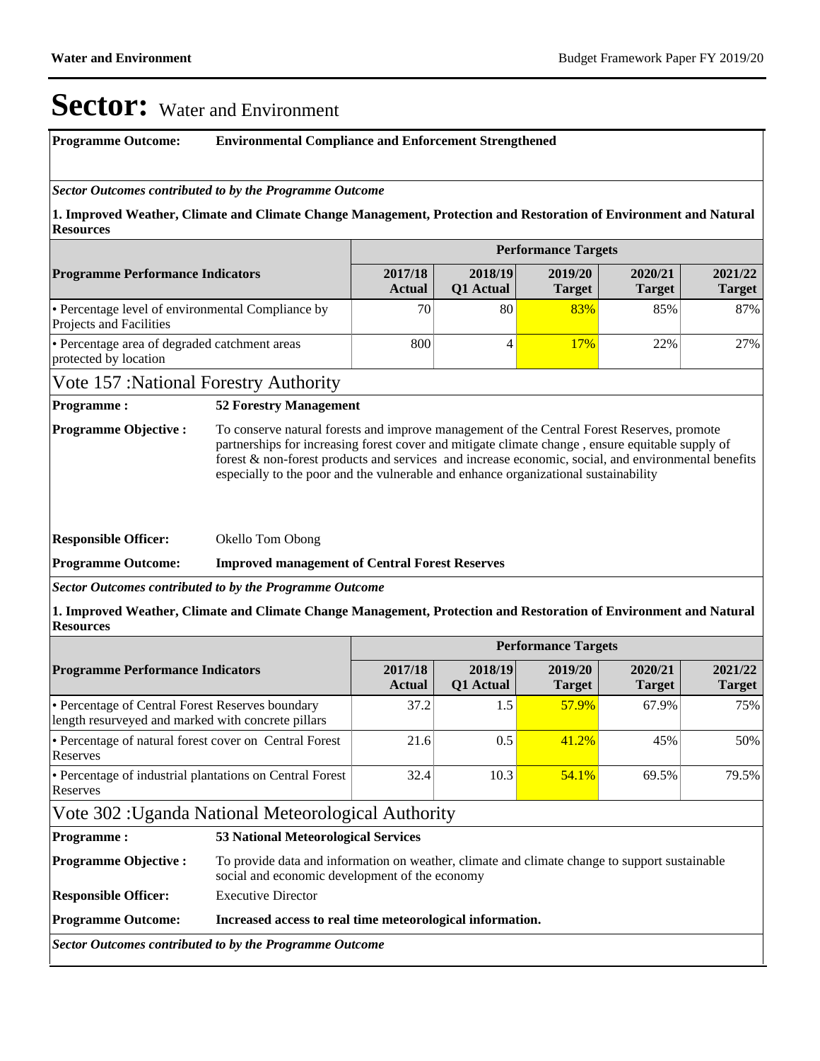# Sector: Water and Environment

**Programme Outcome:** **Environmental Compliance and Enforcement Strengthened**

***Sector Outcomes contributed to by the Programme Outcome***

**1. Improved Weather, Climate and Climate Change Management, Protection and Restoration of Environment and Natural Resources**

| Programme Performance Indicators | Performance Targets | | | | |
|---|---|---|---|---|---|
| | **2017/18 Actual** | **2018/19 Q1 Actual** | **2019/20 Target** | **2020/21 Target** | **2021/22 Target** |
| • Percentage level of environmental Compliance by Projects and Facilities | 70 | 80 | 83% | 85% | 87% |
| • Percentage area of degraded catchment areas protected by location | 800 | 4 | 17% | 22% | 27% |

## Vote 157 :National Forestry Authority

**Programme :** **52 Forestry Management**

**Programme Objective :** To conserve natural forests and improve management of the Central Forest Reserves, promote partnerships for increasing forest cover and mitigate climate change , ensure equitable supply of forest & non-forest products and services and increase economic, social, and environmental benefits especially to the poor and the vulnerable and enhance organizational sustainability

**Responsible Officer:** Okello Tom Obong

**Programme Outcome:** **Improved management of Central Forest Reserves**

***Sector Outcomes contributed to by the Programme Outcome***

**1. Improved Weather, Climate and Climate Change Management, Protection and Restoration of Environment and Natural Resources**

| Programme Performance Indicators | Performance Targets | | | | |
|---|---|---|---|---|---|
| | **2017/18 Actual** | **2018/19 Q1 Actual** | **2019/20 Target** | **2020/21 Target** | **2021/22 Target** |
| • Percentage of Central Forest Reserves boundary length resurveyed and marked with concrete pillars | 37.2 | 1.5 | 57.9% | 67.9% | 75% |
| • Percentage of natural forest cover on Central Forest Reserves | 21.6 | 0.5 | 41.2% | 45% | 50% |
| • Percentage of industrial plantations on Central Forest Reserves | 32.4 | 10.3 | 54.1% | 69.5% | 79.5% |

## Vote 302 :Uganda National Meteorological Authority

**Programme :** **53 National Meteorological Services**

**Programme Objective :** To provide data and information on weather, climate and climate change to support sustainable social and economic development of the economy

**Responsible Officer:** Executive Director

**Programme Outcome:** **Increased access to real time meteorological information.**

***Sector Outcomes contributed to by the Programme Outcome***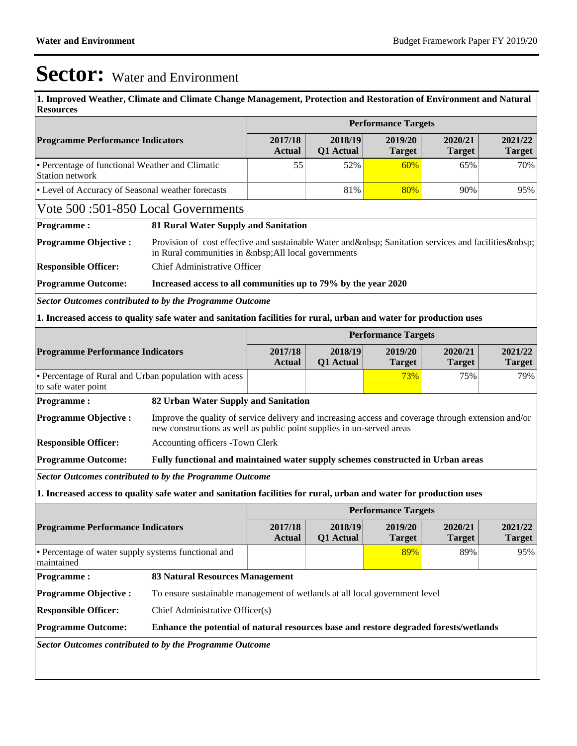# Sector: Water and Environment

**1. Improved Weather, Climate and Climate Change Management, Protection and Restoration of Environment and Natural Resources**

| Programme Performance Indicators | Performance Targets | | | | |
|---|---|---|---|---|---|
| | 2017/18 Actual | 2018/19 Q1 Actual | 2019/20 Target | 2020/21 Target | 2021/22 Target |
| • Percentage of functional Weather and Climatic Station network | 55 | 52% | 60% | 65% | 70% |
| • Level of Accuracy of Seasonal weather forecasts | | 81% | 80% | 90% | 95% |

## Vote 500 :501-850 Local Governments

**Programme :** **81 Rural Water Supply and Sanitation**

**Programme Objective :** Provision of cost effective and sustainable Water and&nbsp; Sanitation services and facilities&nbsp; in Rural communities in &nbsp;All local governments

**Responsible Officer:** Chief Administrative Officer

**Programme Outcome:** **Increased access to all communities up to 79% by the year 2020**

***Sector Outcomes contributed to by the Programme Outcome***

**1. Increased access to quality safe water and sanitation facilities for rural, urban and water for production uses**

| Programme Performance Indicators | Performance Targets | | | | |
|---|---|---|---|---|---|
| | 2017/18 Actual | 2018/19 Q1 Actual | 2019/20 Target | 2020/21 Target | 2021/22 Target |
| • Percentage of Rural and Urban population with acess to safe water point | | | 73% | 75% | 79% |

**Programme :** **82 Urban Water Supply and Sanitation**

**Programme Objective :** Improve the quality of service delivery and increasing access and coverage through extension and/or new constructions as well as public point supplies in un-served areas

**Responsible Officer:** Accounting officers -Town Clerk

**Programme Outcome:** **Fully functional and maintained water supply schemes constructed in Urban areas**

***Sector Outcomes contributed to by the Programme Outcome***

**1. Increased access to quality safe water and sanitation facilities for rural, urban and water for production uses**

| Programme Performance Indicators | Performance Targets | | | | |
|---|---|---|---|---|---|
| | 2017/18 Actual | 2018/19 Q1 Actual | 2019/20 Target | 2020/21 Target | 2021/22 Target |
| • Percentage of water supply systems functional and maintained | | | 89% | 89% | 95% |

**Programme :** **83 Natural Resources Management**

**Programme Objective :** To ensure sustainable management of wetlands at all local government level

**Responsible Officer:** Chief Administrative Officer(s)

**Programme Outcome:** **Enhance the potential of natural resources base and restore degraded forests/wetlands**

***Sector Outcomes contributed to by the Programme Outcome***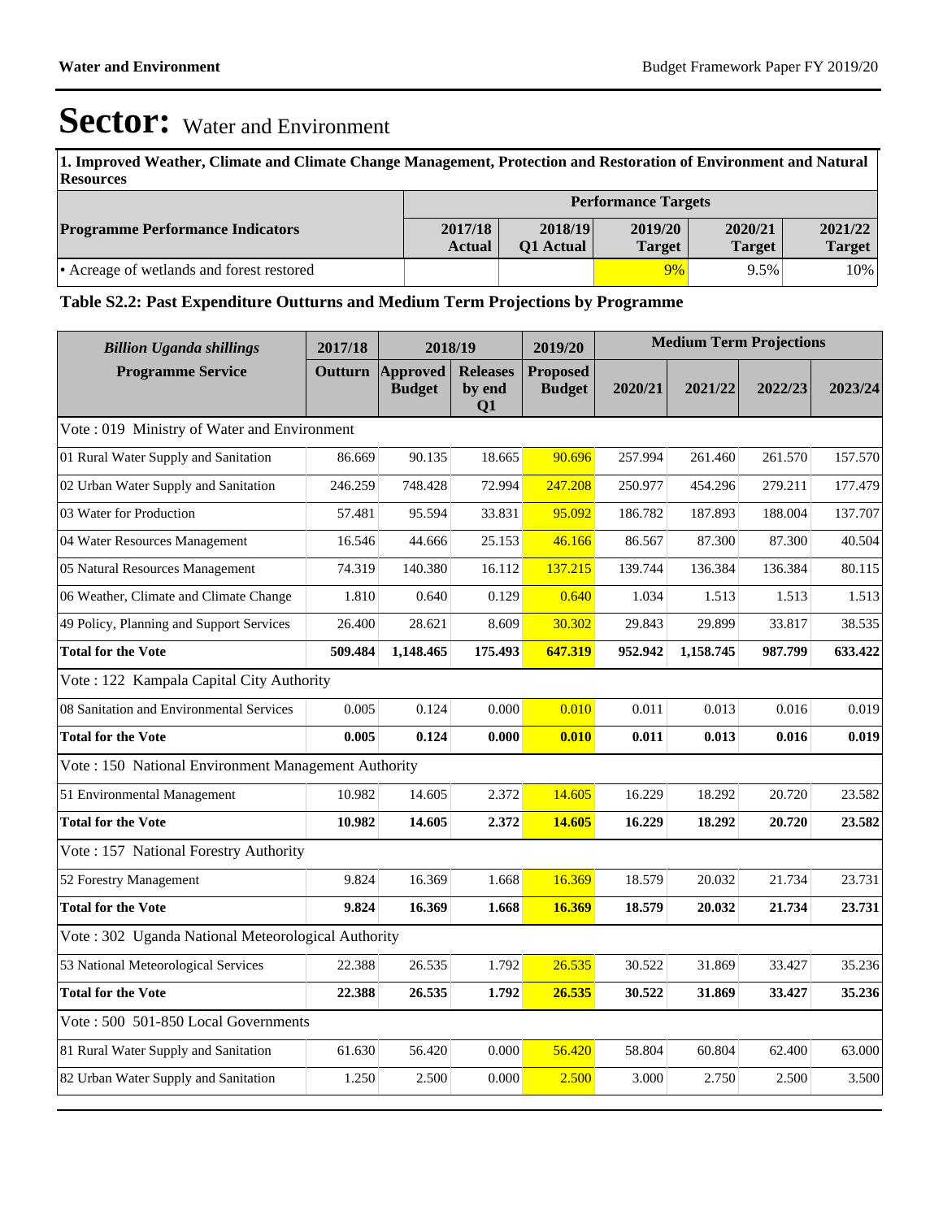# Sector: Water and Environment

**1. Improved Weather, Climate and Climate Change Management, Protection and Restoration of Environment and Natural Resources**

| Programme Performance Indicators | Performance Targets | | | | |
|---|---|---|---|---|---|
| | 2017/18 Actual | 2018/19 Q1 Actual | 2019/20 Target | 2020/21 Target | 2021/22 Target |
| • Acreage of wetlands and forest restored | | | 9% | 9.5% | 10% |

### Table S2.2: Past Expenditure Outturns and Medium Term Projections by Programme

| *Billion Uganda shillings* | 2017/18 | 2018/19 | | 2019/20 | Medium Term Projections | | | |
|---|---|---|---|---|---|---|---|---|
| **Programme Service** | **Outturn** | **Approved Budget** | **Releases by end Q1** | **Proposed Budget** | **2020/21** | **2021/22** | **2022/23** | **2023/24** |
| Vote : 019 Ministry of Water and Environment | | | | | | | | |
| 01 Rural Water Supply and Sanitation | 86.669 | 90.135 | 18.665 | 90.696 | 257.994 | 261.460 | 261.570 | 157.570 |
| 02 Urban Water Supply and Sanitation | 246.259 | 748.428 | 72.994 | 247.208 | 250.977 | 454.296 | 279.211 | 177.479 |
| 03 Water for Production | 57.481 | 95.594 | 33.831 | 95.092 | 186.782 | 187.893 | 188.004 | 137.707 |
| 04 Water Resources Management | 16.546 | 44.666 | 25.153 | 46.166 | 86.567 | 87.300 | 87.300 | 40.504 |
| 05 Natural Resources Management | 74.319 | 140.380 | 16.112 | 137.215 | 139.744 | 136.384 | 136.384 | 80.115 |
| 06 Weather, Climate and Climate Change | 1.810 | 0.640 | 0.129 | 0.640 | 1.034 | 1.513 | 1.513 | 1.513 |
| 49 Policy, Planning and Support Services | 26.400 | 28.621 | 8.609 | 30.302 | 29.843 | 29.899 | 33.817 | 38.535 |
| **Total for the Vote** | **509.484** | **1,148.465** | **175.493** | **647.319** | **952.942** | **1,158.745** | **987.799** | **633.422** |
| Vote : 122 Kampala Capital City Authority | | | | | | | | |
| 08 Sanitation and Environmental Services | 0.005 | 0.124 | 0.000 | 0.010 | 0.011 | 0.013 | 0.016 | 0.019 |
| **Total for the Vote** | **0.005** | **0.124** | **0.000** | **0.010** | **0.011** | **0.013** | **0.016** | **0.019** |
| Vote : 150 National Environment Management Authority | | | | | | | | |
| 51 Environmental Management | 10.982 | 14.605 | 2.372 | 14.605 | 16.229 | 18.292 | 20.720 | 23.582 |
| **Total for the Vote** | **10.982** | **14.605** | **2.372** | **14.605** | **16.229** | **18.292** | **20.720** | **23.582** |
| Vote : 157 National Forestry Authority | | | | | | | | |
| 52 Forestry Management | 9.824 | 16.369 | 1.668 | 16.369 | 18.579 | 20.032 | 21.734 | 23.731 |
| **Total for the Vote** | **9.824** | **16.369** | **1.668** | **16.369** | **18.579** | **20.032** | **21.734** | **23.731** |
| Vote : 302 Uganda National Meteorological Authority | | | | | | | | |
| 53 National Meteorological Services | 22.388 | 26.535 | 1.792 | 26.535 | 30.522 | 31.869 | 33.427 | 35.236 |
| **Total for the Vote** | **22.388** | **26.535** | **1.792** | **26.535** | **30.522** | **31.869** | **33.427** | **35.236** |
| Vote : 500 501-850 Local Governments | | | | | | | | |
| 81 Rural Water Supply and Sanitation | 61.630 | 56.420 | 0.000 | 56.420 | 58.804 | 60.804 | 62.400 | 63.000 |
| 82 Urban Water Supply and Sanitation | 1.250 | 2.500 | 0.000 | 2.500 | 3.000 | 2.750 | 2.500 | 3.500 |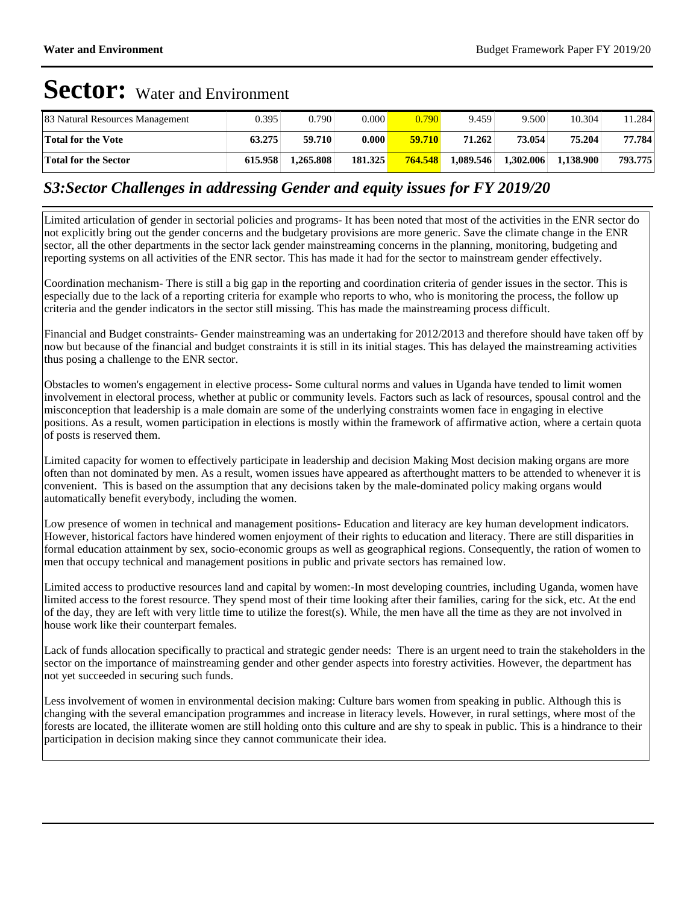# Sector: Water and Environment

| | | | | | | | | |
|---|---|---|---|---|---|---|---|---|
| 83 Natural Resources Management | 0.395 | 0.790 | 0.000 | 0.790 | 9.459 | 9.500 | 10.304 | 11.284 |
| **Total for the Vote** | **63.275** | **59.710** | **0.000** | **59.710** | **71.262** | **73.054** | **75.204** | **77.784** |
| **Total for the Sector** | **615.958** | **1,265.808** | **181.325** | **764.548** | **1,089.546** | **1,302.006** | **1,138.900** | **793.775** |

## *S3:Sector Challenges in addressing Gender and equity issues for FY 2019/20*

Limited articulation of gender in sectorial policies and programs- It has been noted that most of the activities in the ENR sector do not explicitly bring out the gender concerns and the budgetary provisions are more generic. Save the climate change in the ENR sector, all the other departments in the sector lack gender mainstreaming concerns in the planning, monitoring, budgeting and reporting systems on all activities of the ENR sector. This has made it had for the sector to mainstream gender effectively.

Coordination mechanism- There is still a big gap in the reporting and coordination criteria of gender issues in the sector. This is especially due to the lack of a reporting criteria for example who reports to who, who is monitoring the process, the follow up criteria and the gender indicators in the sector still missing. This has made the mainstreaming process difficult.

Financial and Budget constraints- Gender mainstreaming was an undertaking for 2012/2013 and therefore should have taken off by now but because of the financial and budget constraints it is still in its initial stages. This has delayed the mainstreaming activities thus posing a challenge to the ENR sector.

Obstacles to women's engagement in elective process- Some cultural norms and values in Uganda have tended to limit women involvement in electoral process, whether at public or community levels. Factors such as lack of resources, spousal control and the misconception that leadership is a male domain are some of the underlying constraints women face in engaging in elective positions. As a result, women participation in elections is mostly within the framework of affirmative action, where a certain quota of posts is reserved them.

Limited capacity for women to effectively participate in leadership and decision Making Most decision making organs are more often than not dominated by men. As a result, women issues have appeared as afterthought matters to be attended to whenever it is convenient. This is based on the assumption that any decisions taken by the male-dominated policy making organs would automatically benefit everybody, including the women.

Low presence of women in technical and management positions- Education and literacy are key human development indicators. However, historical factors have hindered women enjoyment of their rights to education and literacy. There are still disparities in formal education attainment by sex, socio-economic groups as well as geographical regions. Consequently, the ration of women to men that occupy technical and management positions in public and private sectors has remained low.

Limited access to productive resources land and capital by women:-In most developing countries, including Uganda, women have limited access to the forest resource. They spend most of their time looking after their families, caring for the sick, etc. At the end of the day, they are left with very little time to utilize the forest(s). While, the men have all the time as they are not involved in house work like their counterpart females.

Lack of funds allocation specifically to practical and strategic gender needs: There is an urgent need to train the stakeholders in the sector on the importance of mainstreaming gender and other gender aspects into forestry activities. However, the department has not yet succeeded in securing such funds.

Less involvement of women in environmental decision making: Culture bars women from speaking in public. Although this is changing with the several emancipation programmes and increase in literacy levels. However, in rural settings, where most of the forests are located, the illiterate women are still holding onto this culture and are shy to speak in public. This is a hindrance to their participation in decision making since they cannot communicate their idea.